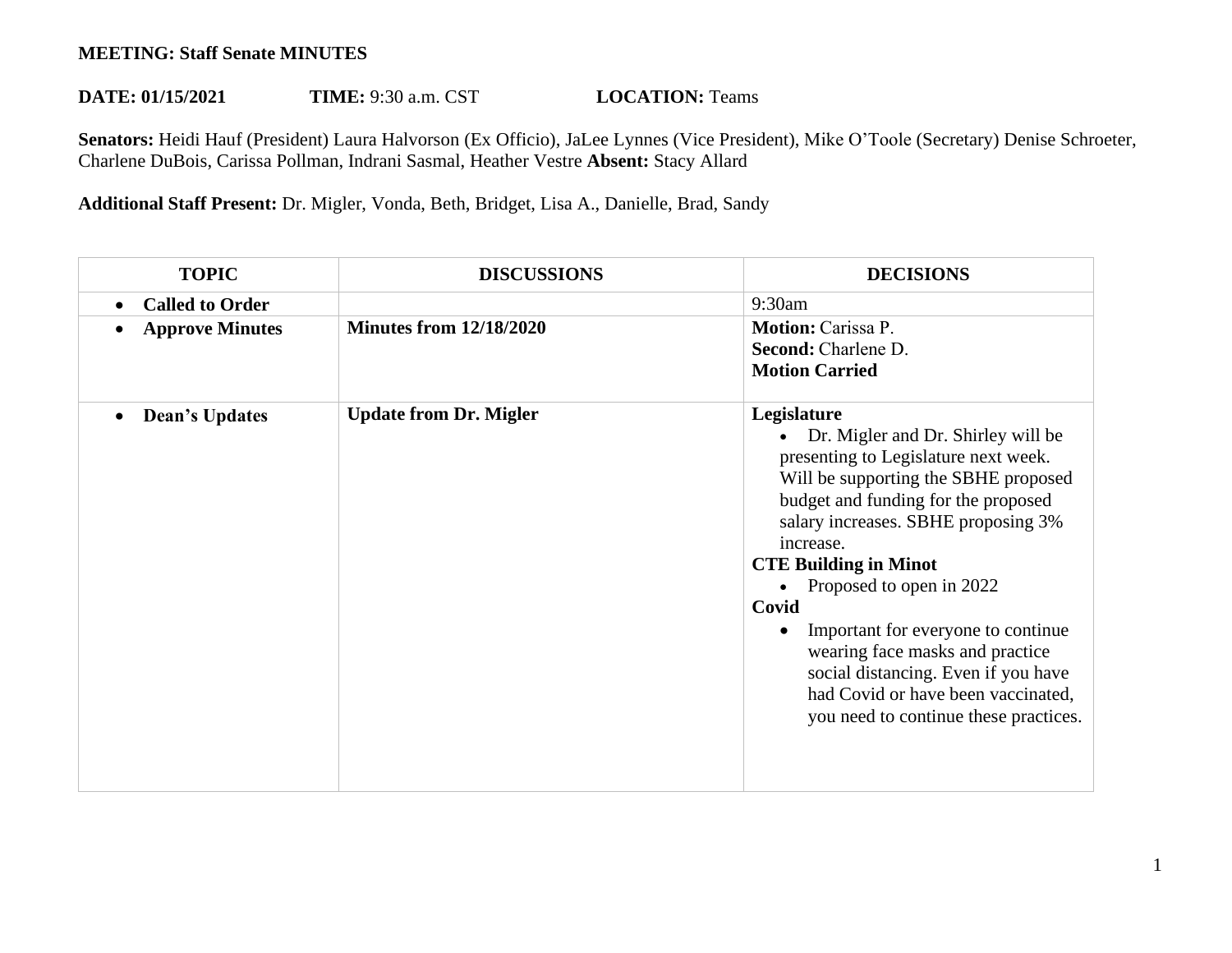**MEETING: Staff Senate MINUTES**

**DATE: 01/15/2021** **TIME:** 9:30 a.m. CST **LOCATION:** Teams

**Senators:** Heidi Hauf (President) Laura Halvorson (Ex Officio), JaLee Lynnes (Vice President), Mike O'Toole (Secretary) Denise Schroeter, Charlene DuBois, Carissa Pollman, Indrani Sasmal, Heather Vestre **Absent:** Stacy Allard

**Additional Staff Present:** Dr. Migler, Vonda, Beth, Bridget, Lisa A., Danielle, Brad, Sandy

| TOPIC | DISCUSSIONS | DECISIONS |
|---|---|---|
| • **Called to Order** | | 9:30am |
| • **Approve Minutes** | **Minutes from 12/18/2020** | **Motion:** Carissa P.<br>**Second:** Charlene D.<br>**Motion Carried** |
| • **Dean's Updates** | **Update from Dr. Migler** | **Legislature**<br>• Dr. Migler and Dr. Shirley will be presenting to Legislature next week. Will be supporting the SBHE proposed budget and funding for the proposed salary increases. SBHE proposing 3% increase.<br>**CTE Building in Minot**<br>• Proposed to open in 2022<br>**Covid**<br>• Important for everyone to continue wearing face masks and practice social distancing. Even if you have had Covid or have been vaccinated, you need to continue these practices. |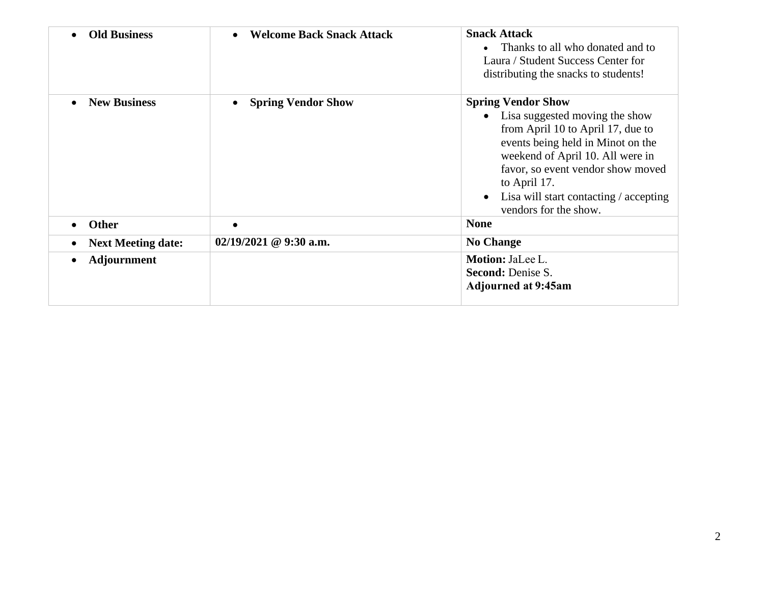| | | |
|---|---|---|
| • **Old Business** | • **Welcome Back Snack Attack** | **Snack Attack**<br>• Thanks to all who donated and to Laura / Student Success Center for distributing the snacks to students! |
| • **New Business** | • **Spring Vendor Show** | **Spring Vendor Show**<br>• Lisa suggested moving the show from April 10 to April 17, due to events being held in Minot on the weekend of April 10. All were in favor, so event vendor show moved to April 17.<br>• Lisa will start contacting / accepting vendors for the show. |
| • **Other** | • | **None** |
| • **Next Meeting date:** | **02/19/2021 @ 9:30 a.m.** | **No Change** |
| • **Adjournment** | | **Motion:** JaLee L.<br>**Second:** Denise S.<br>**Adjourned at 9:45am** |